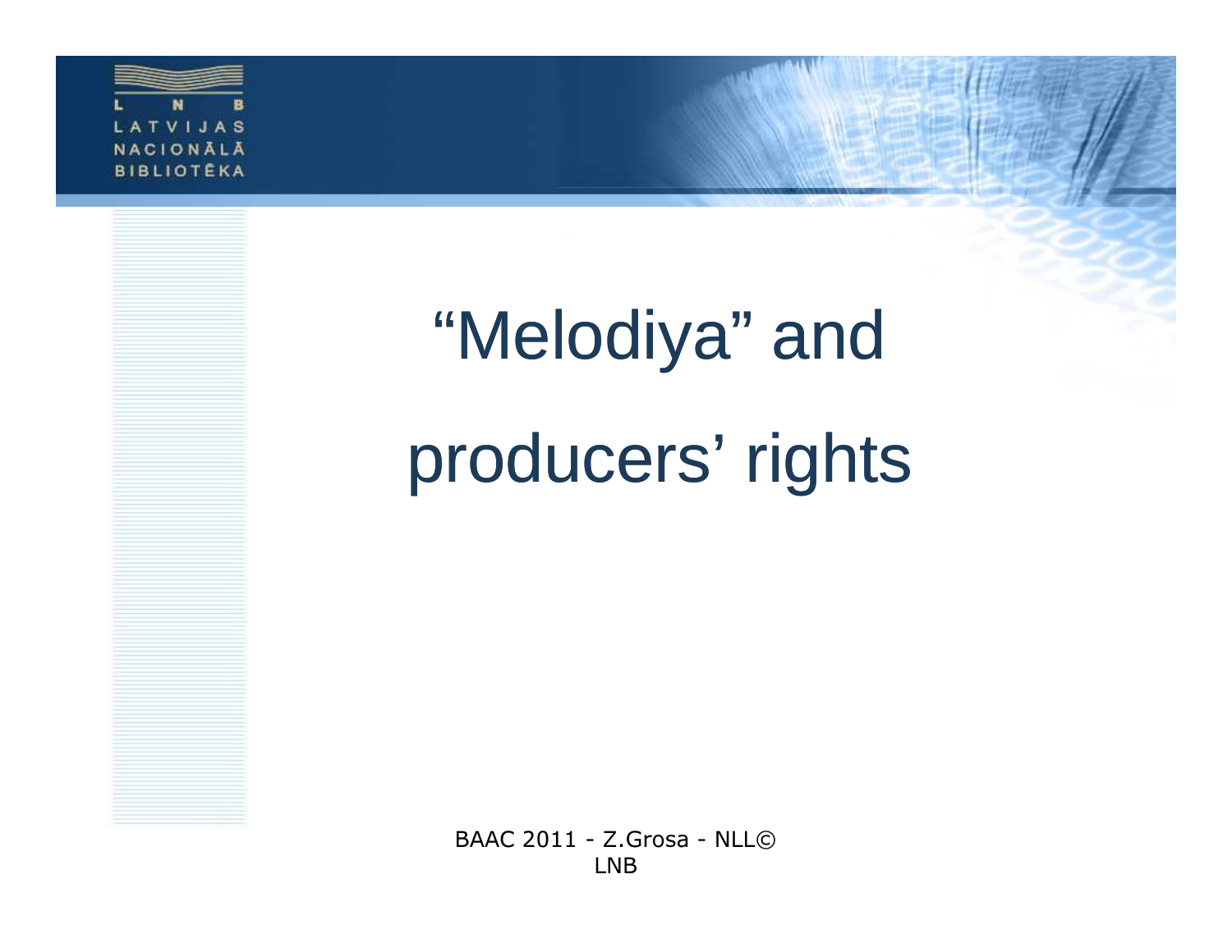# "Melodiya" and producers' rights

BAAC 2011 - Z.Grosa - NLL©
LNB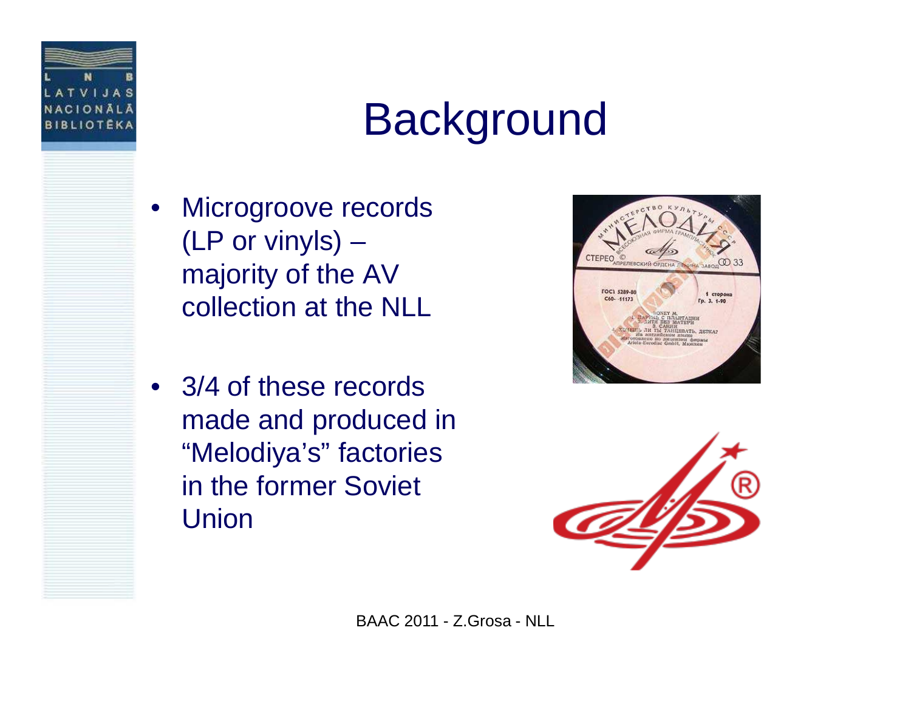# Background

- Microgroove records (LP or vinyls) – majority of the AV collection at the NLL

- 3/4 of these records made and produced in "Melodiya's" factories in the former Soviet Union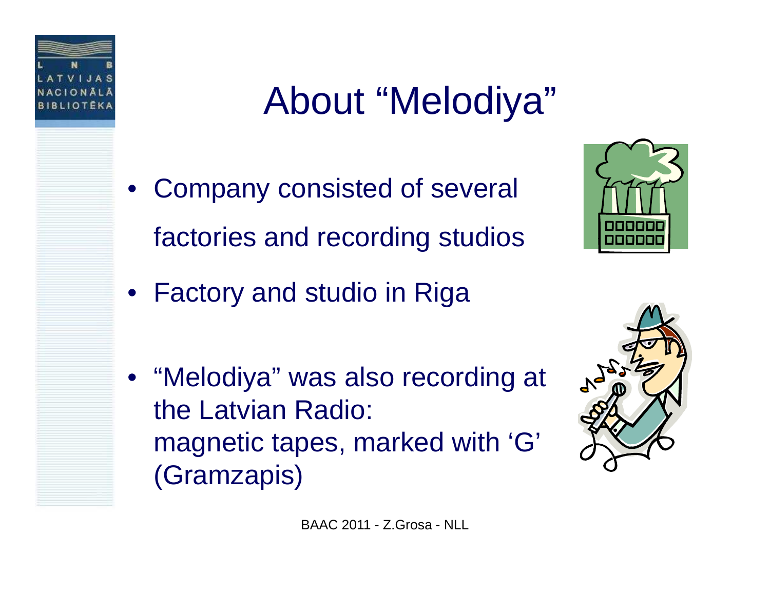# About “Melodiya”

- Company consisted of several factories and recording studios
- Factory and studio in Riga
- “Melodiya” was also recording at the Latvian Radio: magnetic tapes, marked with ‘G’ (Gramzapis)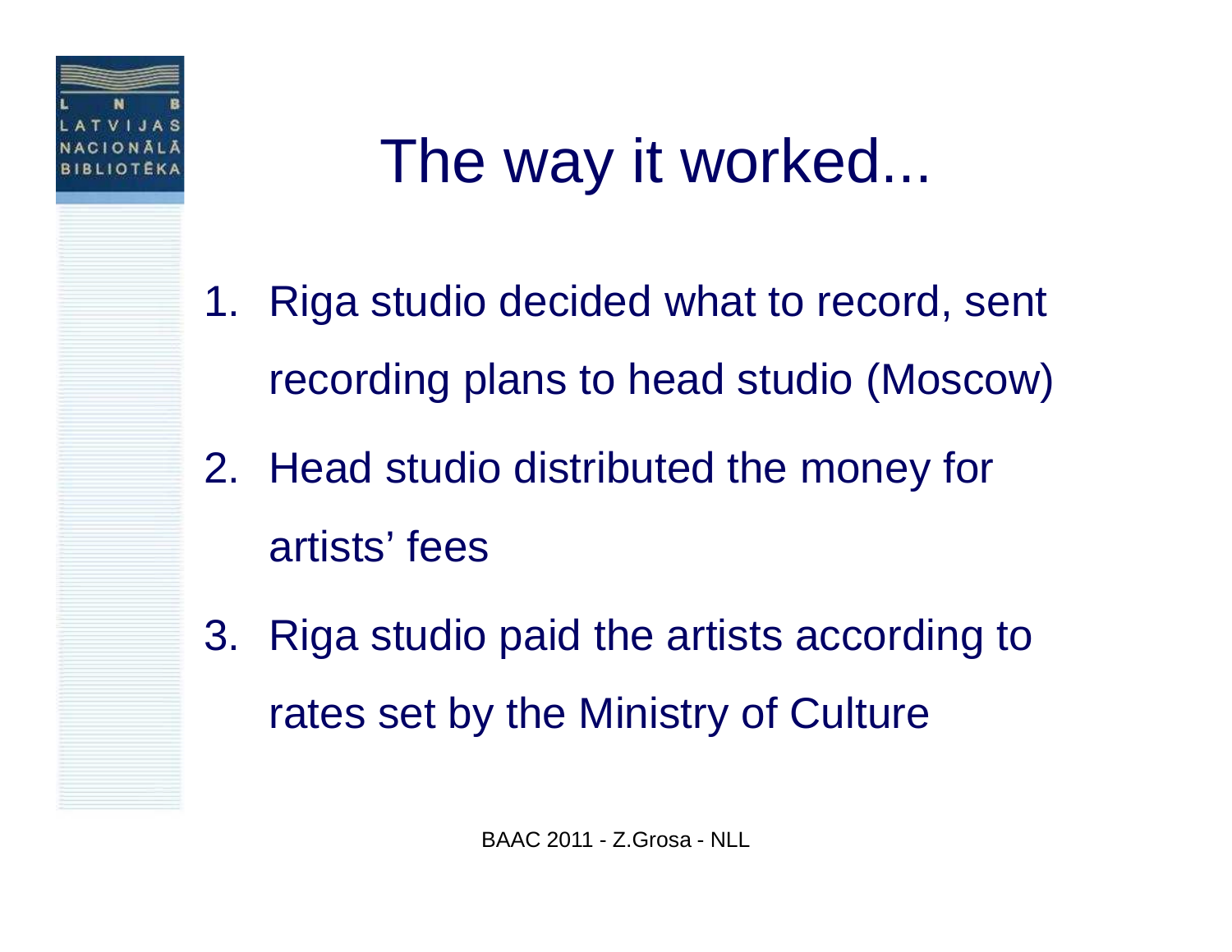# The way it worked...

1. Riga studio decided what to record, sent recording plans to head studio (Moscow)
2. Head studio distributed the money for artists' fees
3. Riga studio paid the artists according to rates set by the Ministry of Culture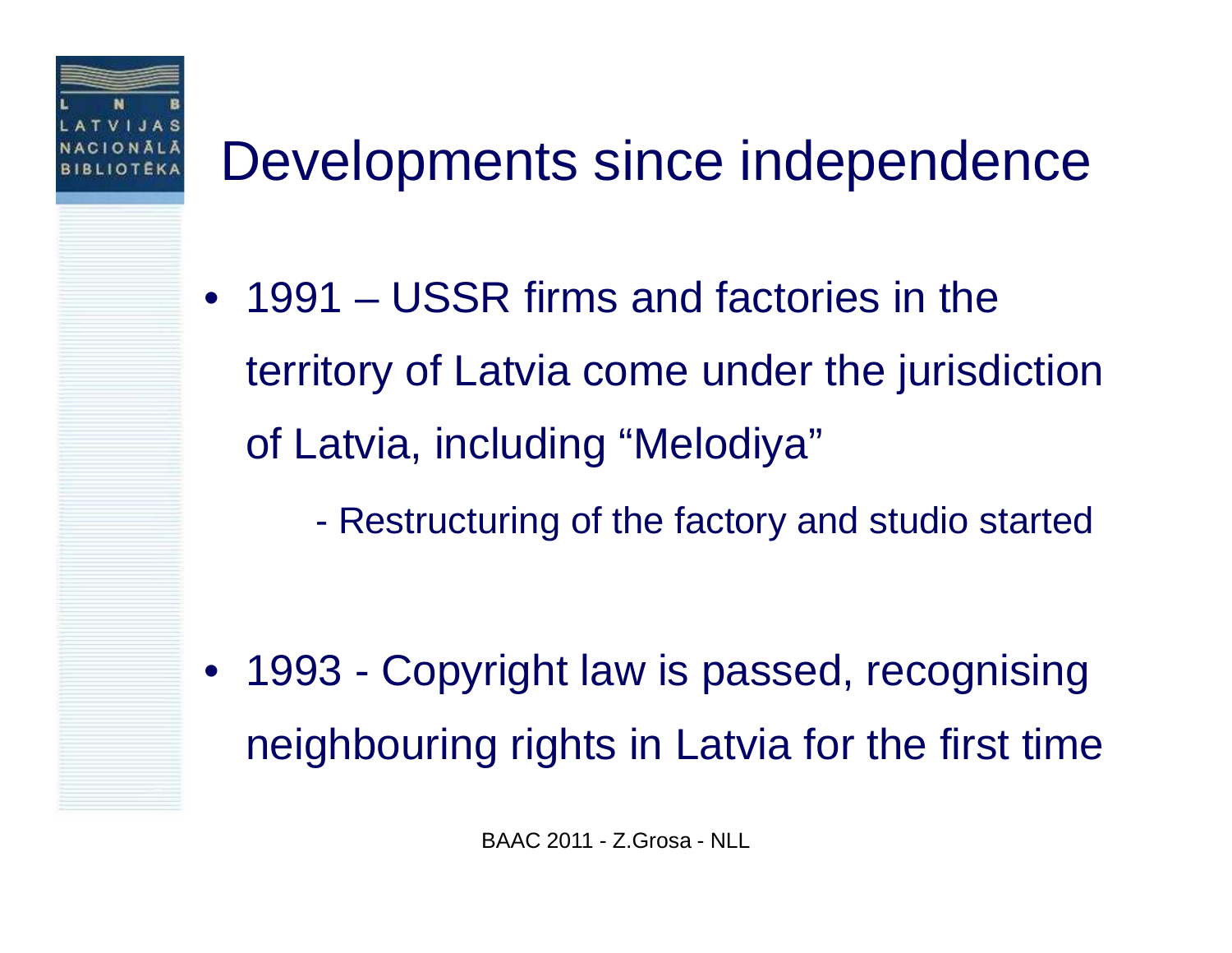# Developments since independence

- 1991 – USSR firms and factories in the territory of Latvia come under the jurisdiction of Latvia, including “Melodiya”
  - Restructuring of the factory and studio started

- 1993 - Copyright law is passed, recognising neighbouring rights in Latvia for the first time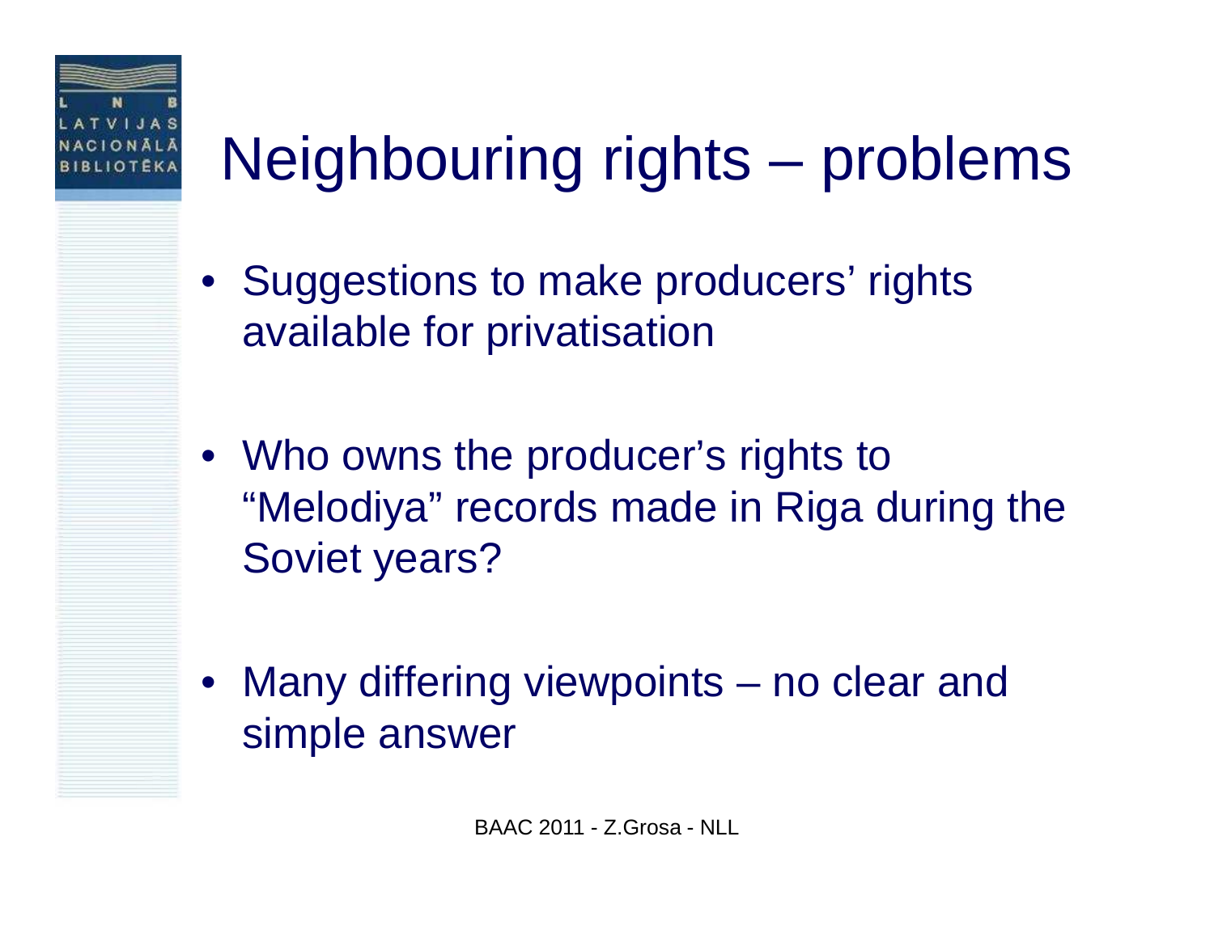# Neighbouring rights – problems

- Suggestions to make producers' rights available for privatisation
- Who owns the producer's rights to "Melodiya" records made in Riga during the Soviet years?
- Many differing viewpoints – no clear and simple answer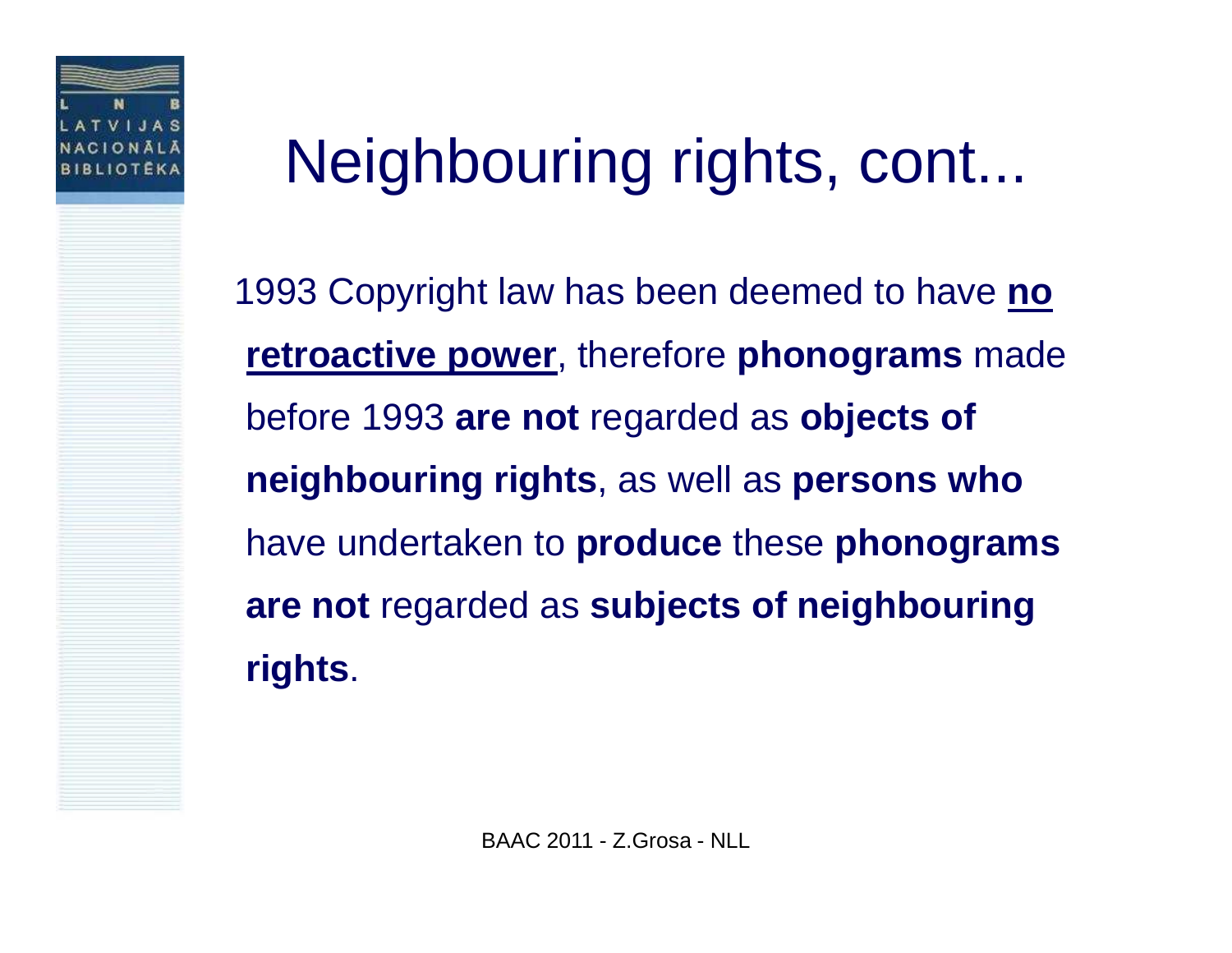# Neighbouring rights, cont...

1993 Copyright law has been deemed to have **no retroactive power**, therefore **phonograms** made before 1993 **are not** regarded as **objects of neighbouring rights**, as well as **persons who** have undertaken to **produce** these **phonograms are not** regarded as **subjects of neighbouring rights**.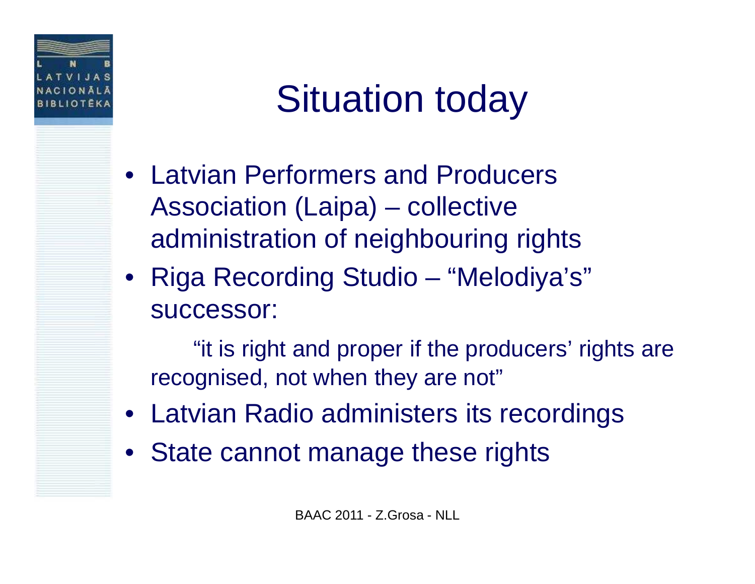# Situation today

- Latvian Performers and Producers Association (Laipa) – collective administration of neighbouring rights
- Riga Recording Studio – “Melodiya’s” successor:

  “it is right and proper if the producers’ rights are recognised, not when they are not”

- Latvian Radio administers its recordings
- State cannot manage these rights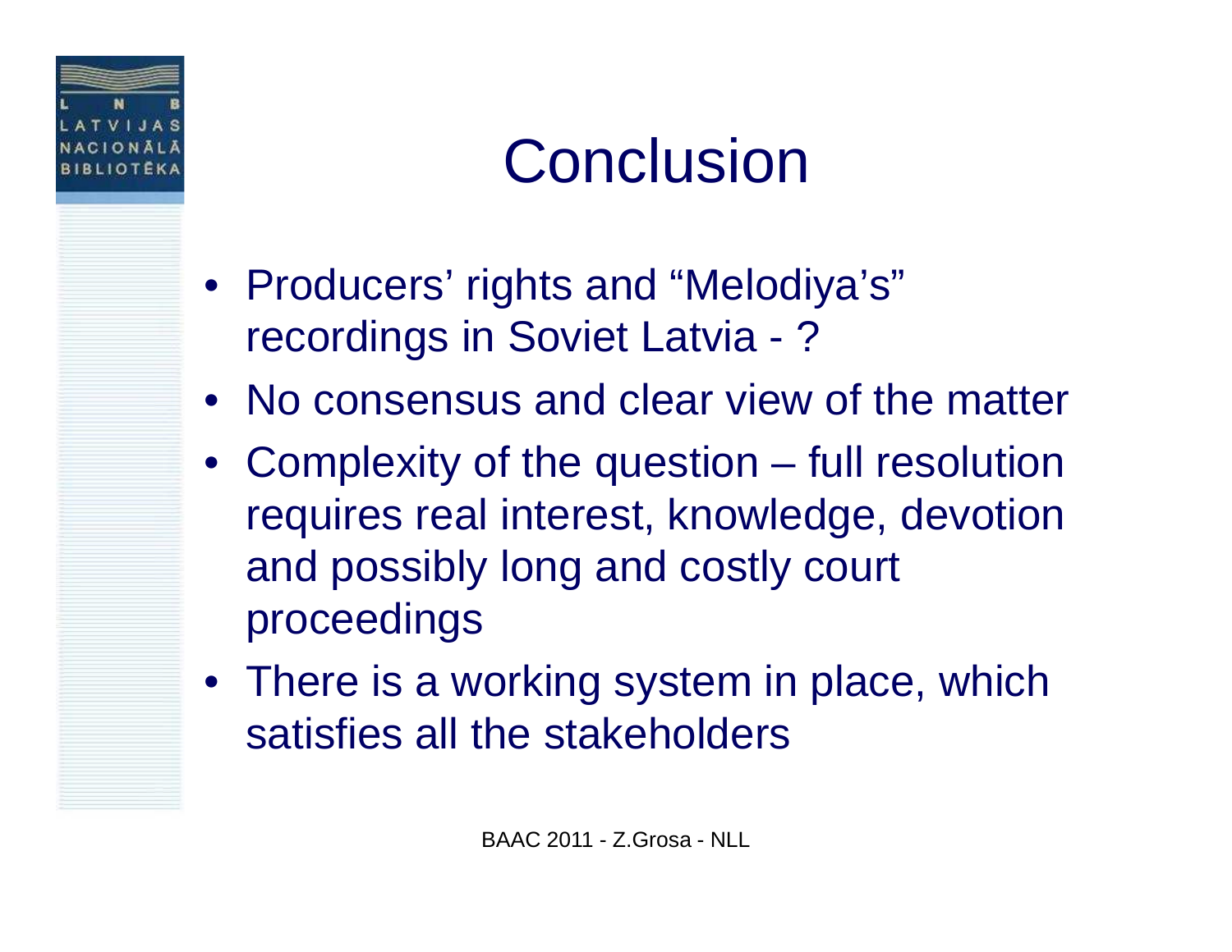# Conclusion

- Producers' rights and "Melodiya's" recordings in Soviet Latvia - ?
- No consensus and clear view of the matter
- Complexity of the question – full resolution requires real interest, knowledge, devotion and possibly long and costly court proceedings
- There is a working system in place, which satisfies all the stakeholders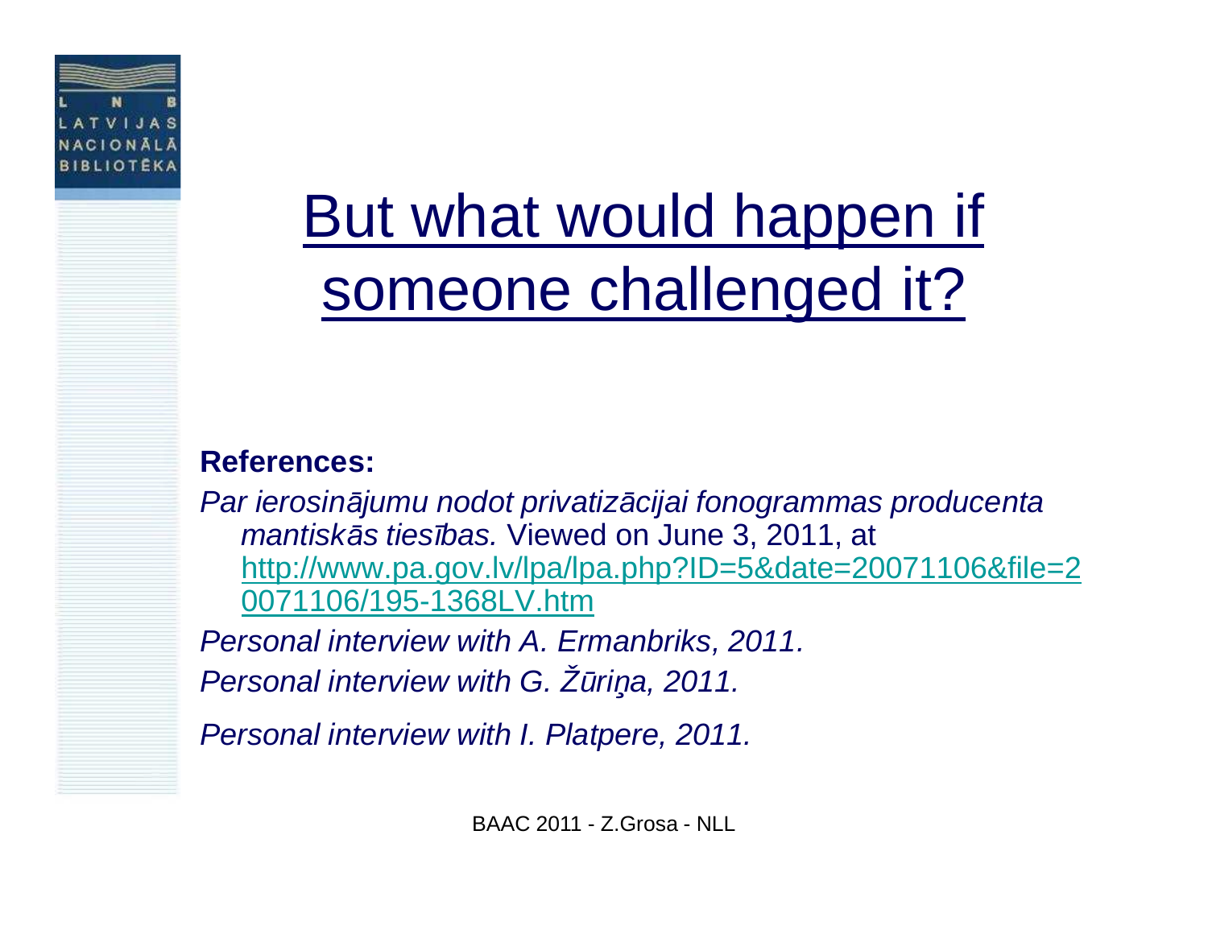# But what would happen if someone challenged it?

**References:**

*Par ierosinājumu nodot privatizācijai fonogrammas producenta mantiskās tiesības.* Viewed on June 3, 2011, at http://www.pa.gov.lv/lpa/lpa.php?ID=5&date=20071106&file=20071106/195-1368LV.htm

*Personal interview with A. Ermanbriks, 2011.*

*Personal interview with G. Žūriņa, 2011.*

*Personal interview with I. Platpere, 2011.*